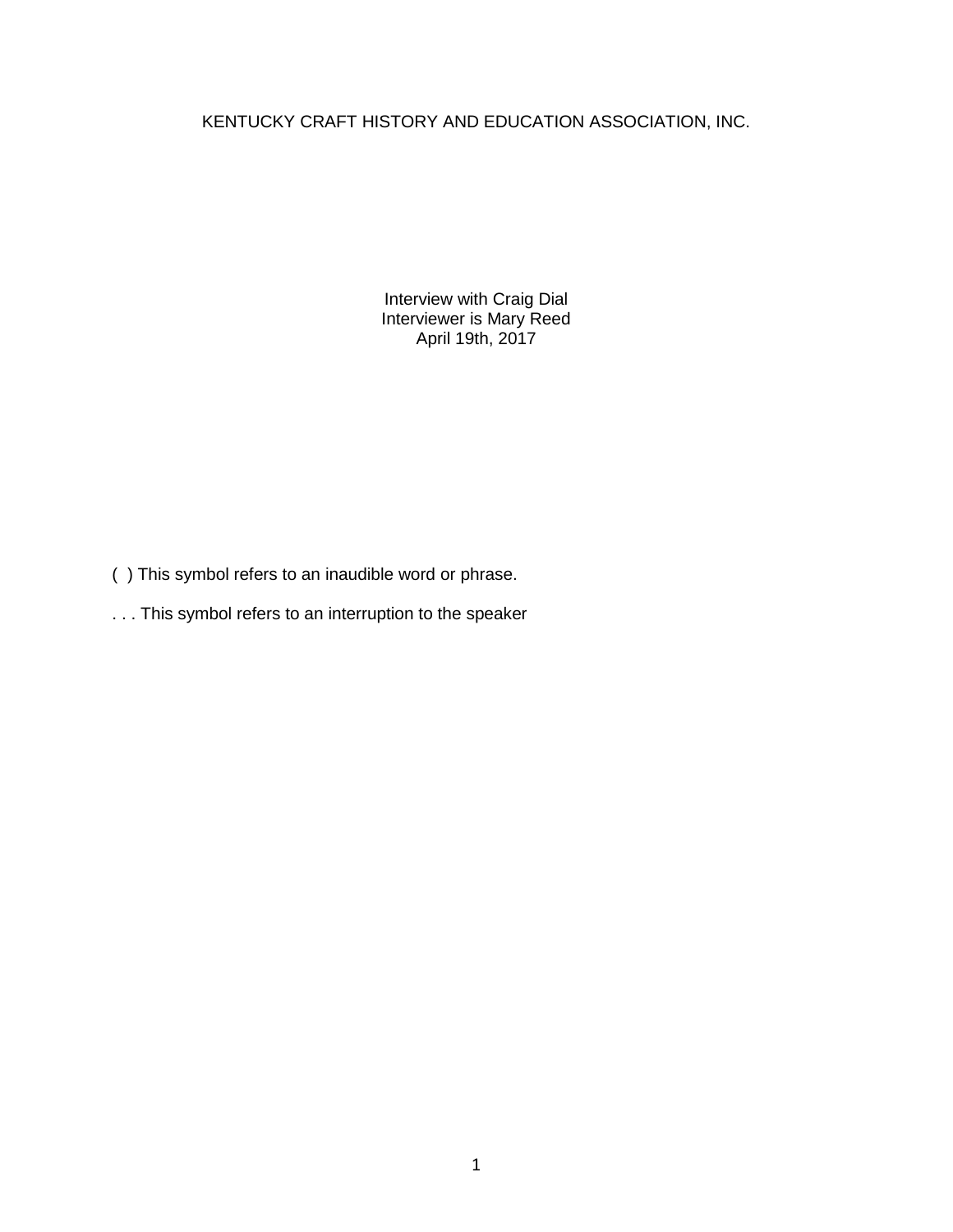# KENTUCKY CRAFT HISTORY AND EDUCATION ASSOCIATION, INC.

Interview with Craig Dial
Interviewer is Mary Reed
April 19th, 2017

( ) This symbol refers to an inaudible word or phrase.

. . . This symbol refers to an interruption to the speaker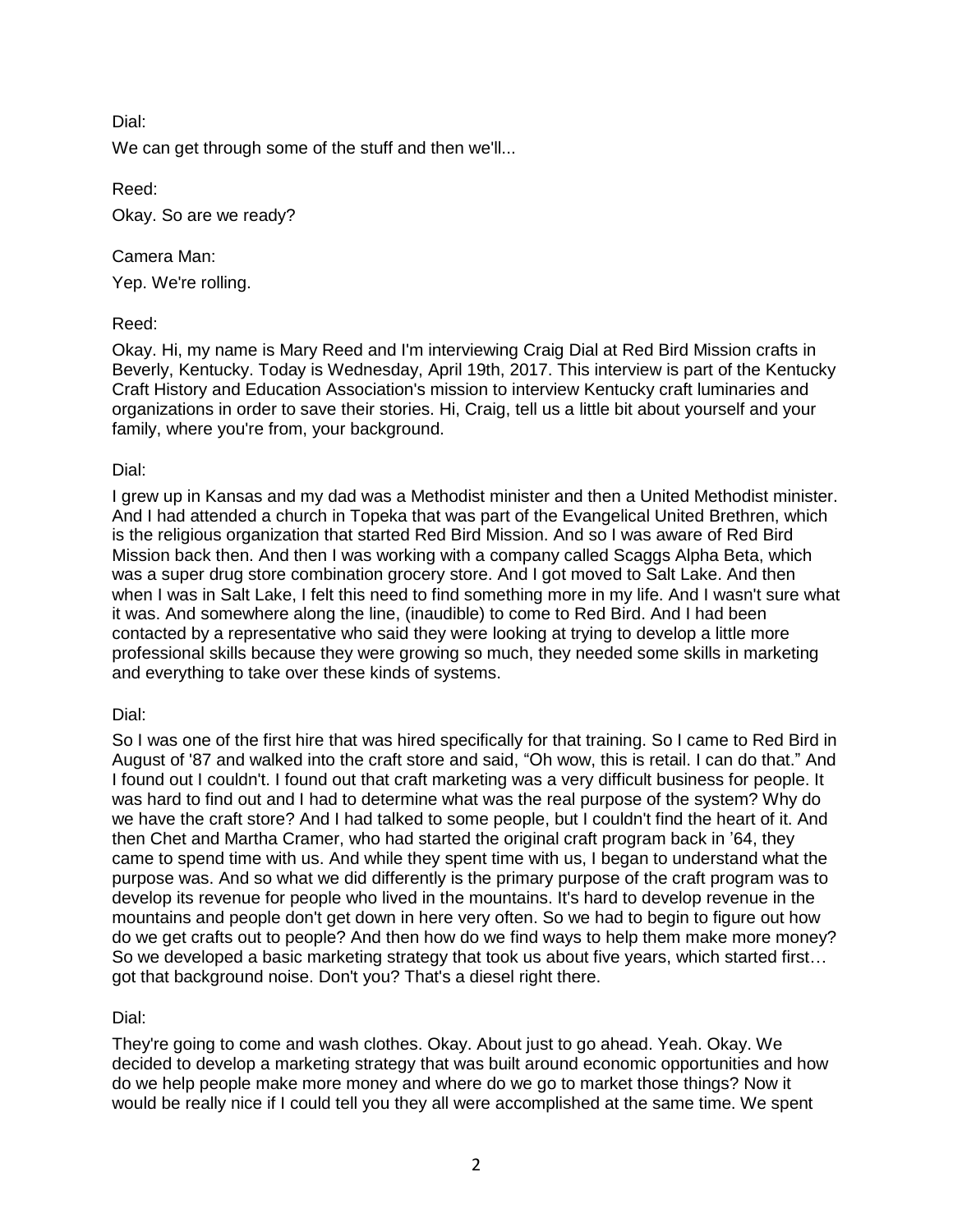Dial:

We can get through some of the stuff and then we'll...

Reed:

Okay. So are we ready?

Camera Man:

Yep. We're rolling.

Reed:

Okay. Hi, my name is Mary Reed and I'm interviewing Craig Dial at Red Bird Mission crafts in Beverly, Kentucky. Today is Wednesday, April 19th, 2017. This interview is part of the Kentucky Craft History and Education Association's mission to interview Kentucky craft luminaries and organizations in order to save their stories. Hi, Craig, tell us a little bit about yourself and your family, where you're from, your background.

Dial:

I grew up in Kansas and my dad was a Methodist minister and then a United Methodist minister. And I had attended a church in Topeka that was part of the Evangelical United Brethren, which is the religious organization that started Red Bird Mission. And so I was aware of Red Bird Mission back then. And then I was working with a company called Scaggs Alpha Beta, which was a super drug store combination grocery store. And I got moved to Salt Lake. And then when I was in Salt Lake, I felt this need to find something more in my life. And I wasn't sure what it was. And somewhere along the line, (inaudible) to come to Red Bird. And I had been contacted by a representative who said they were looking at trying to develop a little more professional skills because they were growing so much, they needed some skills in marketing and everything to take over these kinds of systems.

Dial:

So I was one of the first hire that was hired specifically for that training. So I came to Red Bird in August of '87 and walked into the craft store and said, "Oh wow, this is retail. I can do that." And I found out I couldn't. I found out that craft marketing was a very difficult business for people. It was hard to find out and I had to determine what was the real purpose of the system? Why do we have the craft store? And I had talked to some people, but I couldn't find the heart of it. And then Chet and Martha Cramer, who had started the original craft program back in '64, they came to spend time with us. And while they spent time with us, I began to understand what the purpose was. And so what we did differently is the primary purpose of the craft program was to develop its revenue for people who lived in the mountains. It's hard to develop revenue in the mountains and people don't get down in here very often. So we had to begin to figure out how do we get crafts out to people? And then how do we find ways to help them make more money? So we developed a basic marketing strategy that took us about five years, which started first… got that background noise. Don't you? That's a diesel right there.

Dial:

They're going to come and wash clothes. Okay. About just to go ahead. Yeah. Okay. We decided to develop a marketing strategy that was built around economic opportunities and how do we help people make more money and where do we go to market those things? Now it would be really nice if I could tell you they all were accomplished at the same time. We spent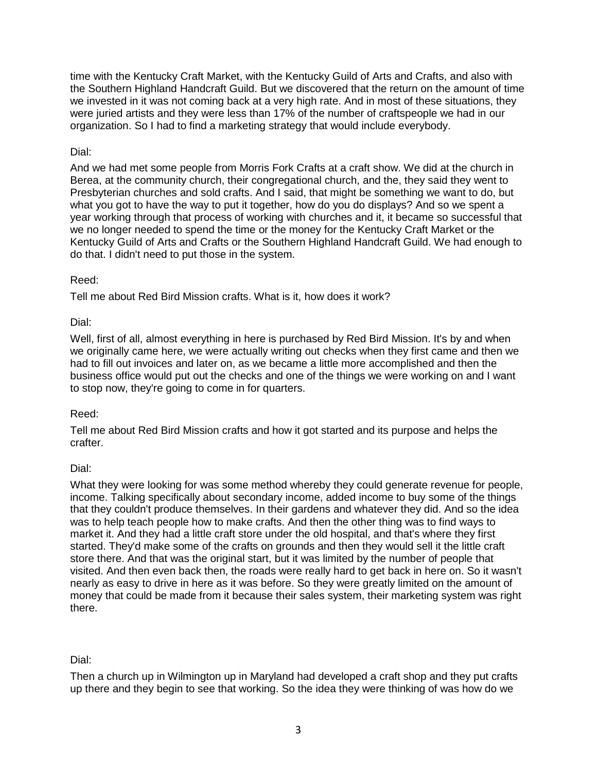time with the Kentucky Craft Market, with the Kentucky Guild of Arts and Crafts, and also with the Southern Highland Handcraft Guild. But we discovered that the return on the amount of time we invested in it was not coming back at a very high rate. And in most of these situations, they were juried artists and they were less than 17% of the number of craftspeople we had in our organization. So I had to find a marketing strategy that would include everybody.

Dial:

And we had met some people from Morris Fork Crafts at a craft show. We did at the church in Berea, at the community church, their congregational church, and the, they said they went to Presbyterian churches and sold crafts. And I said, that might be something we want to do, but what you got to have the way to put it together, how do you do displays? And so we spent a year working through that process of working with churches and it, it became so successful that we no longer needed to spend the time or the money for the Kentucky Craft Market or the Kentucky Guild of Arts and Crafts or the Southern Highland Handcraft Guild. We had enough to do that. I didn't need to put those in the system.

Reed:

Tell me about Red Bird Mission crafts. What is it, how does it work?

Dial:

Well, first of all, almost everything in here is purchased by Red Bird Mission. It's by and when we originally came here, we were actually writing out checks when they first came and then we had to fill out invoices and later on, as we became a little more accomplished and then the business office would put out the checks and one of the things we were working on and I want to stop now, they're going to come in for quarters.

Reed:

Tell me about Red Bird Mission crafts and how it got started and its purpose and helps the crafter.

Dial:

What they were looking for was some method whereby they could generate revenue for people, income. Talking specifically about secondary income, added income to buy some of the things that they couldn't produce themselves. In their gardens and whatever they did. And so the idea was to help teach people how to make crafts. And then the other thing was to find ways to market it. And they had a little craft store under the old hospital, and that's where they first started. They'd make some of the crafts on grounds and then they would sell it the little craft store there. And that was the original start, but it was limited by the number of people that visited. And then even back then, the roads were really hard to get back in here on. So it wasn't nearly as easy to drive in here as it was before. So they were greatly limited on the amount of money that could be made from it because their sales system, their marketing system was right there.

Dial:

Then a church up in Wilmington up in Maryland had developed a craft shop and they put crafts up there and they begin to see that working. So the idea they were thinking of was how do we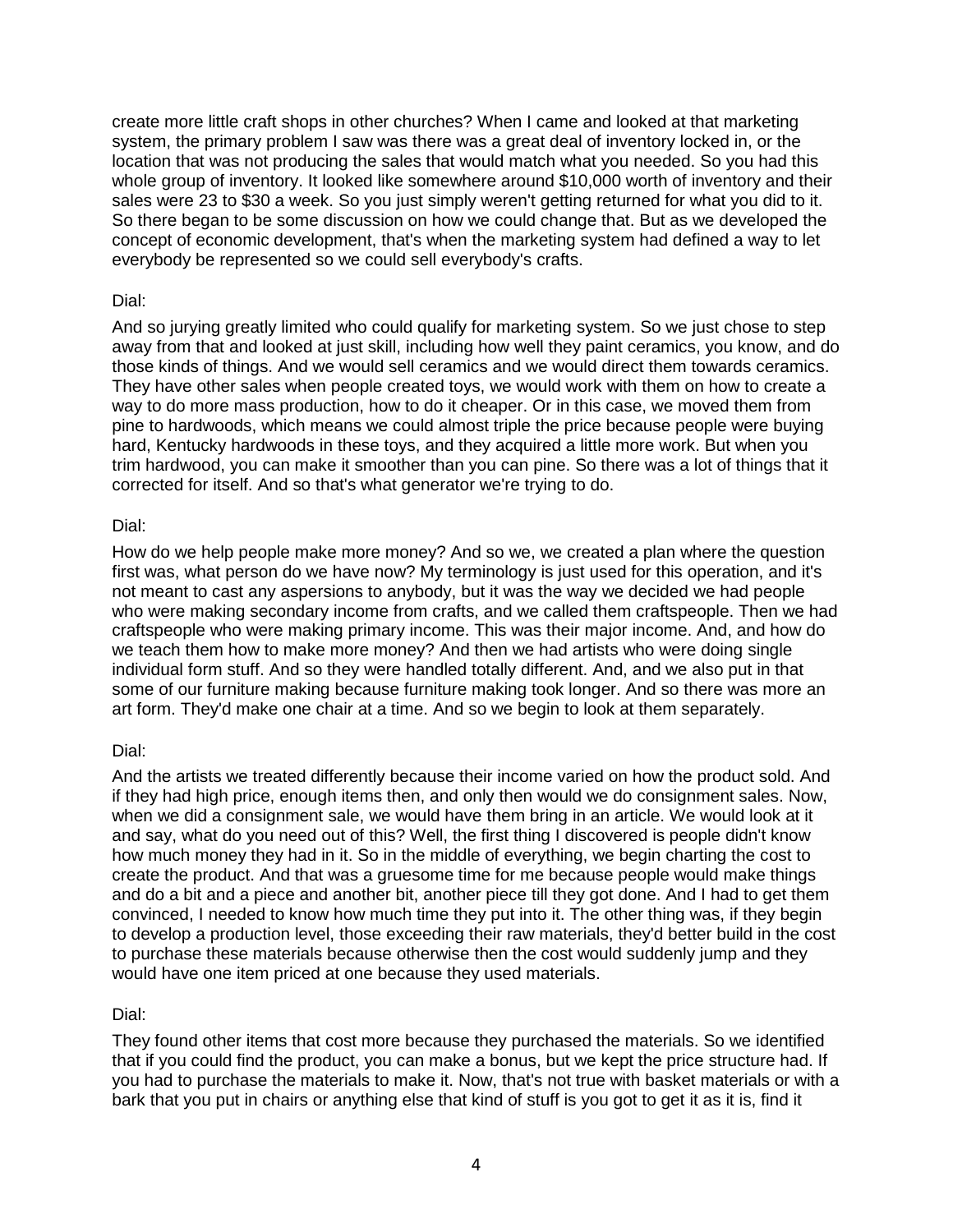create more little craft shops in other churches? When I came and looked at that marketing system, the primary problem I saw was there was a great deal of inventory locked in, or the location that was not producing the sales that would match what you needed. So you had this whole group of inventory. It looked like somewhere around $10,000 worth of inventory and their sales were 23 to $30 a week. So you just simply weren't getting returned for what you did to it. So there began to be some discussion on how we could change that. But as we developed the concept of economic development, that's when the marketing system had defined a way to let everybody be represented so we could sell everybody's crafts.

Dial:

And so jurying greatly limited who could qualify for marketing system. So we just chose to step away from that and looked at just skill, including how well they paint ceramics, you know, and do those kinds of things. And we would sell ceramics and we would direct them towards ceramics. They have other sales when people created toys, we would work with them on how to create a way to do more mass production, how to do it cheaper. Or in this case, we moved them from pine to hardwoods, which means we could almost triple the price because people were buying hard, Kentucky hardwoods in these toys, and they acquired a little more work. But when you trim hardwood, you can make it smoother than you can pine. So there was a lot of things that it corrected for itself. And so that's what generator we're trying to do.

Dial:

How do we help people make more money? And so we, we created a plan where the question first was, what person do we have now? My terminology is just used for this operation, and it's not meant to cast any aspersions to anybody, but it was the way we decided we had people who were making secondary income from crafts, and we called them craftspeople. Then we had craftspeople who were making primary income. This was their major income. And, and how do we teach them how to make more money? And then we had artists who were doing single individual form stuff. And so they were handled totally different. And, and we also put in that some of our furniture making because furniture making took longer. And so there was more an art form. They'd make one chair at a time. And so we begin to look at them separately.

Dial:

And the artists we treated differently because their income varied on how the product sold. And if they had high price, enough items then, and only then would we do consignment sales. Now, when we did a consignment sale, we would have them bring in an article. We would look at it and say, what do you need out of this? Well, the first thing I discovered is people didn't know how much money they had in it. So in the middle of everything, we begin charting the cost to create the product. And that was a gruesome time for me because people would make things and do a bit and a piece and another bit, another piece till they got done. And I had to get them convinced, I needed to know how much time they put into it. The other thing was, if they begin to develop a production level, those exceeding their raw materials, they'd better build in the cost to purchase these materials because otherwise then the cost would suddenly jump and they would have one item priced at one because they used materials.

Dial:

They found other items that cost more because they purchased the materials. So we identified that if you could find the product, you can make a bonus, but we kept the price structure had. If you had to purchase the materials to make it. Now, that's not true with basket materials or with a bark that you put in chairs or anything else that kind of stuff is you got to get it as it is, find it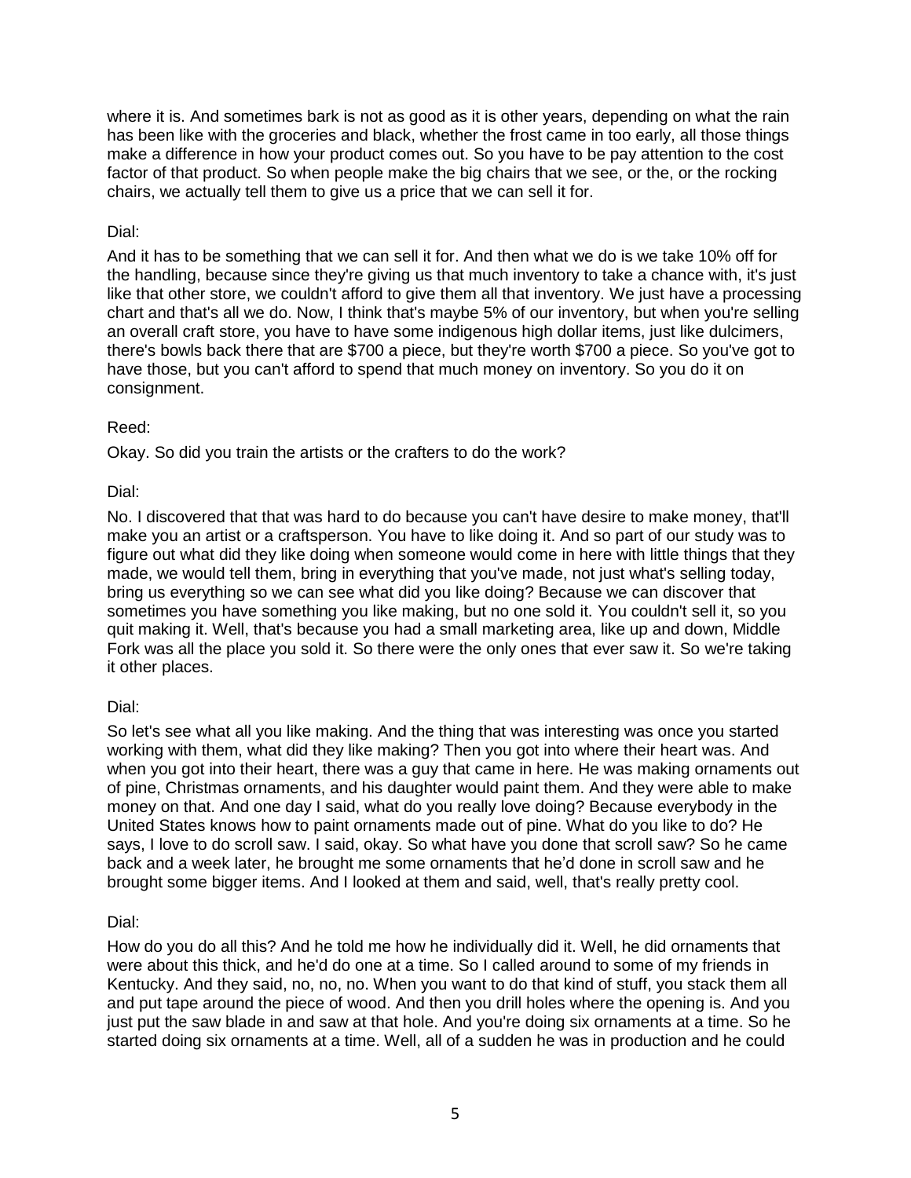where it is. And sometimes bark is not as good as it is other years, depending on what the rain has been like with the groceries and black, whether the frost came in too early, all those things make a difference in how your product comes out. So you have to be pay attention to the cost factor of that product. So when people make the big chairs that we see, or the, or the rocking chairs, we actually tell them to give us a price that we can sell it for.

Dial:

And it has to be something that we can sell it for. And then what we do is we take 10% off for the handling, because since they're giving us that much inventory to take a chance with, it's just like that other store, we couldn't afford to give them all that inventory. We just have a processing chart and that's all we do. Now, I think that's maybe 5% of our inventory, but when you're selling an overall craft store, you have to have some indigenous high dollar items, just like dulcimers, there's bowls back there that are $700 a piece, but they're worth $700 a piece. So you've got to have those, but you can't afford to spend that much money on inventory. So you do it on consignment.

Reed:

Okay. So did you train the artists or the crafters to do the work?

Dial:

No. I discovered that that was hard to do because you can't have desire to make money, that'll make you an artist or a craftsperson. You have to like doing it. And so part of our study was to figure out what did they like doing when someone would come in here with little things that they made, we would tell them, bring in everything that you've made, not just what's selling today, bring us everything so we can see what did you like doing? Because we can discover that sometimes you have something you like making, but no one sold it. You couldn't sell it, so you quit making it. Well, that's because you had a small marketing area, like up and down, Middle Fork was all the place you sold it. So there were the only ones that ever saw it. So we're taking it other places.

Dial:

So let's see what all you like making. And the thing that was interesting was once you started working with them, what did they like making? Then you got into where their heart was. And when you got into their heart, there was a guy that came in here. He was making ornaments out of pine, Christmas ornaments, and his daughter would paint them. And they were able to make money on that. And one day I said, what do you really love doing? Because everybody in the United States knows how to paint ornaments made out of pine. What do you like to do? He says, I love to do scroll saw. I said, okay. So what have you done that scroll saw? So he came back and a week later, he brought me some ornaments that he'd done in scroll saw and he brought some bigger items. And I looked at them and said, well, that's really pretty cool.

Dial:

How do you do all this? And he told me how he individually did it. Well, he did ornaments that were about this thick, and he'd do one at a time. So I called around to some of my friends in Kentucky. And they said, no, no, no. When you want to do that kind of stuff, you stack them all and put tape around the piece of wood. And then you drill holes where the opening is. And you just put the saw blade in and saw at that hole. And you're doing six ornaments at a time. So he started doing six ornaments at a time. Well, all of a sudden he was in production and he could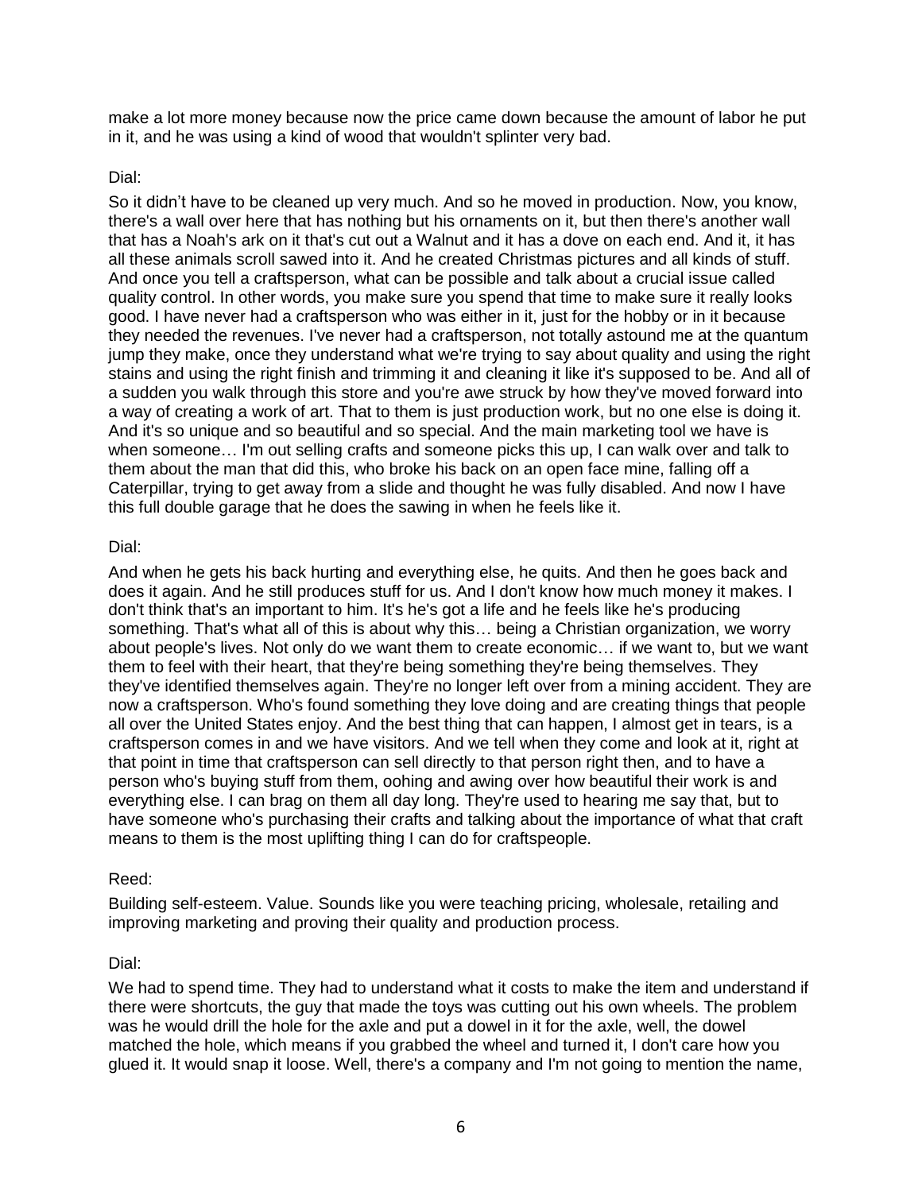make a lot more money because now the price came down because the amount of labor he put in it, and he was using a kind of wood that wouldn't splinter very bad.

Dial:

So it didn't have to be cleaned up very much. And so he moved in production. Now, you know, there's a wall over here that has nothing but his ornaments on it, but then there's another wall that has a Noah's ark on it that's cut out a Walnut and it has a dove on each end. And it, it has all these animals scroll sawed into it. And he created Christmas pictures and all kinds of stuff. And once you tell a craftsperson, what can be possible and talk about a crucial issue called quality control. In other words, you make sure you spend that time to make sure it really looks good. I have never had a craftsperson who was either in it, just for the hobby or in it because they needed the revenues. I've never had a craftsperson, not totally astound me at the quantum jump they make, once they understand what we're trying to say about quality and using the right stains and using the right finish and trimming it and cleaning it like it's supposed to be. And all of a sudden you walk through this store and you're awe struck by how they've moved forward into a way of creating a work of art. That to them is just production work, but no one else is doing it. And it's so unique and so beautiful and so special. And the main marketing tool we have is when someone… I'm out selling crafts and someone picks this up, I can walk over and talk to them about the man that did this, who broke his back on an open face mine, falling off a Caterpillar, trying to get away from a slide and thought he was fully disabled. And now I have this full double garage that he does the sawing in when he feels like it.

Dial:

And when he gets his back hurting and everything else, he quits. And then he goes back and does it again. And he still produces stuff for us. And I don't know how much money it makes. I don't think that's an important to him. It's he's got a life and he feels like he's producing something. That's what all of this is about why this… being a Christian organization, we worry about people's lives. Not only do we want them to create economic… if we want to, but we want them to feel with their heart, that they're being something they're being themselves. They they've identified themselves again. They're no longer left over from a mining accident. They are now a craftsperson. Who's found something they love doing and are creating things that people all over the United States enjoy. And the best thing that can happen, I almost get in tears, is a craftsperson comes in and we have visitors. And we tell when they come and look at it, right at that point in time that craftsperson can sell directly to that person right then, and to have a person who's buying stuff from them, oohing and awing over how beautiful their work is and everything else. I can brag on them all day long. They're used to hearing me say that, but to have someone who's purchasing their crafts and talking about the importance of what that craft means to them is the most uplifting thing I can do for craftspeople.

Reed:

Building self-esteem. Value. Sounds like you were teaching pricing, wholesale, retailing and improving marketing and proving their quality and production process.

Dial:

We had to spend time. They had to understand what it costs to make the item and understand if there were shortcuts, the guy that made the toys was cutting out his own wheels. The problem was he would drill the hole for the axle and put a dowel in it for the axle, well, the dowel matched the hole, which means if you grabbed the wheel and turned it, I don't care how you glued it. It would snap it loose. Well, there's a company and I'm not going to mention the name,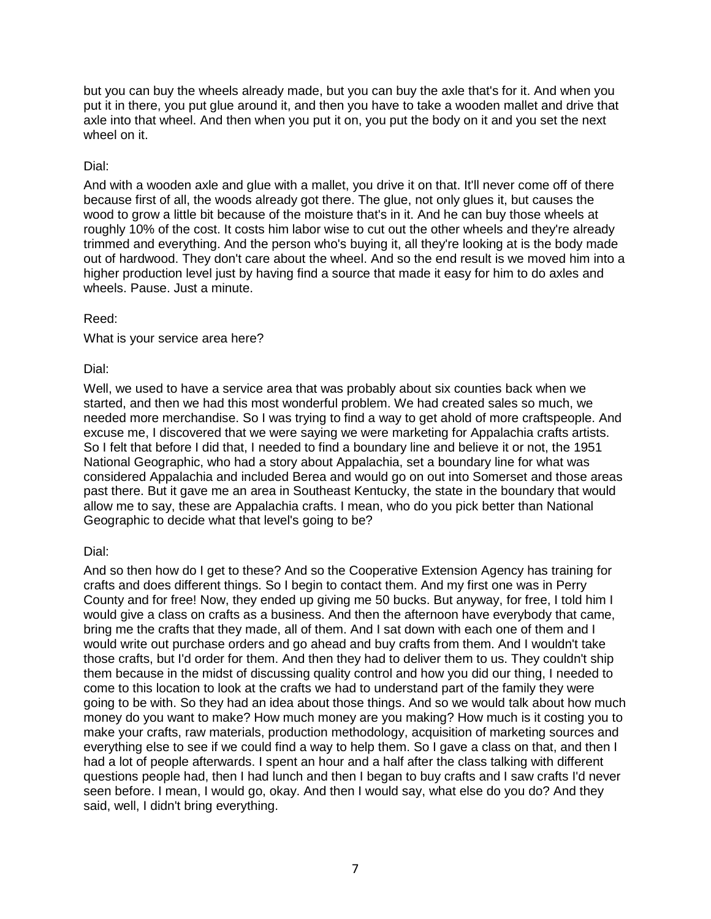but you can buy the wheels already made, but you can buy the axle that's for it. And when you put it in there, you put glue around it, and then you have to take a wooden mallet and drive that axle into that wheel. And then when you put it on, you put the body on it and you set the next wheel on it.

Dial:

And with a wooden axle and glue with a mallet, you drive it on that. It'll never come off of there because first of all, the woods already got there. The glue, not only glues it, but causes the wood to grow a little bit because of the moisture that's in it. And he can buy those wheels at roughly 10% of the cost. It costs him labor wise to cut out the other wheels and they're already trimmed and everything. And the person who's buying it, all they're looking at is the body made out of hardwood. They don't care about the wheel. And so the end result is we moved him into a higher production level just by having find a source that made it easy for him to do axles and wheels. Pause. Just a minute.

Reed:

What is your service area here?

Dial:

Well, we used to have a service area that was probably about six counties back when we started, and then we had this most wonderful problem. We had created sales so much, we needed more merchandise. So I was trying to find a way to get ahold of more craftspeople. And excuse me, I discovered that we were saying we were marketing for Appalachia crafts artists. So I felt that before I did that, I needed to find a boundary line and believe it or not, the 1951 National Geographic, who had a story about Appalachia, set a boundary line for what was considered Appalachia and included Berea and would go on out into Somerset and those areas past there. But it gave me an area in Southeast Kentucky, the state in the boundary that would allow me to say, these are Appalachia crafts. I mean, who do you pick better than National Geographic to decide what that level's going to be?

Dial:

And so then how do I get to these? And so the Cooperative Extension Agency has training for crafts and does different things. So I begin to contact them. And my first one was in Perry County and for free! Now, they ended up giving me 50 bucks. But anyway, for free, I told him I would give a class on crafts as a business. And then the afternoon have everybody that came, bring me the crafts that they made, all of them. And I sat down with each one of them and I would write out purchase orders and go ahead and buy crafts from them. And I wouldn't take those crafts, but I'd order for them. And then they had to deliver them to us. They couldn't ship them because in the midst of discussing quality control and how you did our thing, I needed to come to this location to look at the crafts we had to understand part of the family they were going to be with. So they had an idea about those things. And so we would talk about how much money do you want to make? How much money are you making? How much is it costing you to make your crafts, raw materials, production methodology, acquisition of marketing sources and everything else to see if we could find a way to help them. So I gave a class on that, and then I had a lot of people afterwards. I spent an hour and a half after the class talking with different questions people had, then I had lunch and then I began to buy crafts and I saw crafts I'd never seen before. I mean, I would go, okay. And then I would say, what else do you do? And they said, well, I didn't bring everything.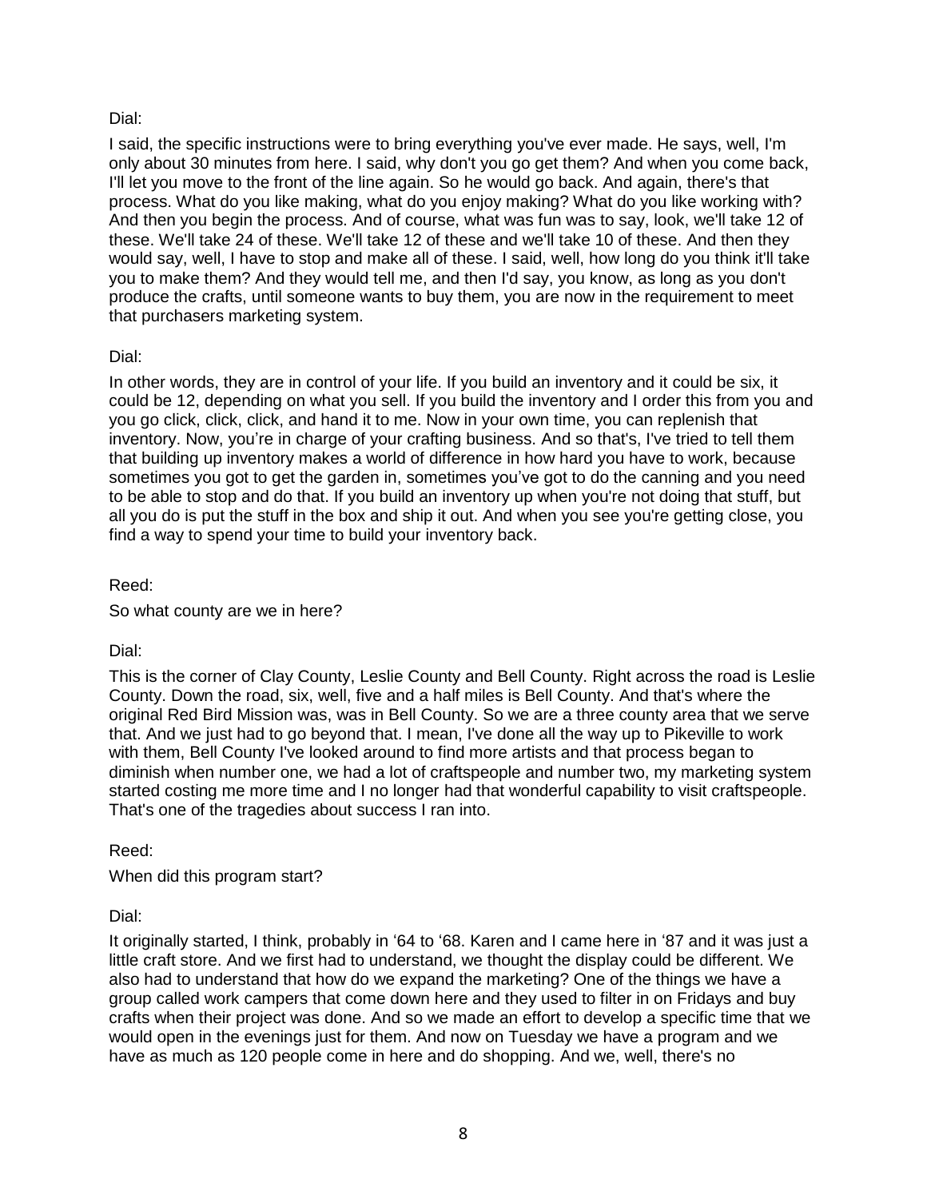Dial:

I said, the specific instructions were to bring everything you've ever made. He says, well, I'm only about 30 minutes from here. I said, why don't you go get them? And when you come back, I'll let you move to the front of the line again. So he would go back. And again, there's that process. What do you like making, what do you enjoy making? What do you like working with? And then you begin the process. And of course, what was fun was to say, look, we'll take 12 of these. We'll take 24 of these. We'll take 12 of these and we'll take 10 of these. And then they would say, well, I have to stop and make all of these. I said, well, how long do you think it'll take you to make them? And they would tell me, and then I'd say, you know, as long as you don't produce the crafts, until someone wants to buy them, you are now in the requirement to meet that purchasers marketing system.

Dial:

In other words, they are in control of your life. If you build an inventory and it could be six, it could be 12, depending on what you sell. If you build the inventory and I order this from you and you go click, click, click, and hand it to me. Now in your own time, you can replenish that inventory. Now, you're in charge of your crafting business. And so that's, I've tried to tell them that building up inventory makes a world of difference in how hard you have to work, because sometimes you got to get the garden in, sometimes you've got to do the canning and you need to be able to stop and do that. If you build an inventory up when you're not doing that stuff, but all you do is put the stuff in the box and ship it out. And when you see you're getting close, you find a way to spend your time to build your inventory back.

Reed:

So what county are we in here?

Dial:

This is the corner of Clay County, Leslie County and Bell County. Right across the road is Leslie County. Down the road, six, well, five and a half miles is Bell County. And that's where the original Red Bird Mission was, was in Bell County. So we are a three county area that we serve that. And we just had to go beyond that. I mean, I've done all the way up to Pikeville to work with them, Bell County I've looked around to find more artists and that process began to diminish when number one, we had a lot of craftspeople and number two, my marketing system started costing me more time and I no longer had that wonderful capability to visit craftspeople. That's one of the tragedies about success I ran into.

Reed:

When did this program start?

Dial:

It originally started, I think, probably in '64 to '68. Karen and I came here in '87 and it was just a little craft store. And we first had to understand, we thought the display could be different. We also had to understand that how do we expand the marketing? One of the things we have a group called work campers that come down here and they used to filter in on Fridays and buy crafts when their project was done. And so we made an effort to develop a specific time that we would open in the evenings just for them. And now on Tuesday we have a program and we have as much as 120 people come in here and do shopping. And we, well, there's no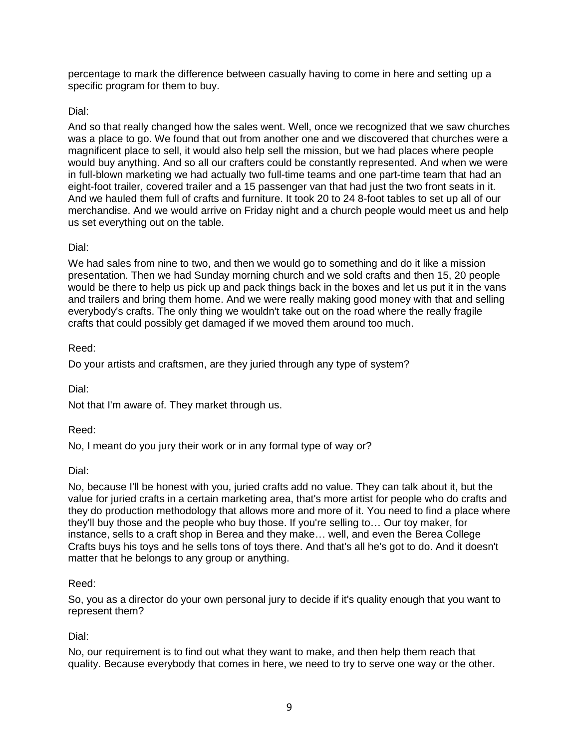percentage to mark the difference between casually having to come in here and setting up a specific program for them to buy.

Dial:

And so that really changed how the sales went. Well, once we recognized that we saw churches was a place to go. We found that out from another one and we discovered that churches were a magnificent place to sell, it would also help sell the mission, but we had places where people would buy anything. And so all our crafters could be constantly represented. And when we were in full-blown marketing we had actually two full-time teams and one part-time team that had an eight-foot trailer, covered trailer and a 15 passenger van that had just the two front seats in it. And we hauled them full of crafts and furniture. It took 20 to 24 8-foot tables to set up all of our merchandise. And we would arrive on Friday night and a church people would meet us and help us set everything out on the table.

Dial:

We had sales from nine to two, and then we would go to something and do it like a mission presentation. Then we had Sunday morning church and we sold crafts and then 15, 20 people would be there to help us pick up and pack things back in the boxes and let us put it in the vans and trailers and bring them home. And we were really making good money with that and selling everybody's crafts. The only thing we wouldn't take out on the road where the really fragile crafts that could possibly get damaged if we moved them around too much.

Reed:

Do your artists and craftsmen, are they juried through any type of system?

Dial:

Not that I'm aware of. They market through us.

Reed:

No, I meant do you jury their work or in any formal type of way or?

Dial:

No, because I'll be honest with you, juried crafts add no value. They can talk about it, but the value for juried crafts in a certain marketing area, that's more artist for people who do crafts and they do production methodology that allows more and more of it. You need to find a place where they'll buy those and the people who buy those. If you're selling to… Our toy maker, for instance, sells to a craft shop in Berea and they make… well, and even the Berea College Crafts buys his toys and he sells tons of toys there. And that's all he's got to do. And it doesn't matter that he belongs to any group or anything.

Reed:

So, you as a director do your own personal jury to decide if it's quality enough that you want to represent them?

Dial:

No, our requirement is to find out what they want to make, and then help them reach that quality. Because everybody that comes in here, we need to try to serve one way or the other.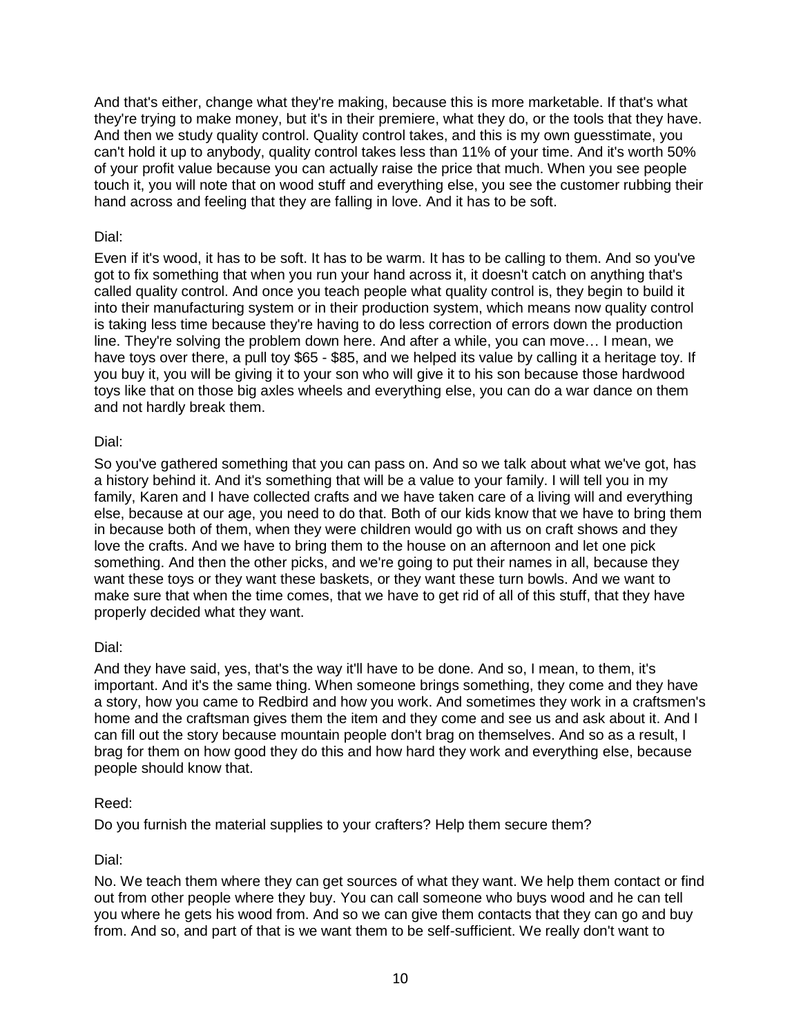And that's either, change what they're making, because this is more marketable. If that's what they're trying to make money, but it's in their premiere, what they do, or the tools that they have. And then we study quality control. Quality control takes, and this is my own guesstimate, you can't hold it up to anybody, quality control takes less than 11% of your time. And it's worth 50% of your profit value because you can actually raise the price that much. When you see people touch it, you will note that on wood stuff and everything else, you see the customer rubbing their hand across and feeling that they are falling in love. And it has to be soft.

Dial:

Even if it's wood, it has to be soft. It has to be warm. It has to be calling to them. And so you've got to fix something that when you run your hand across it, it doesn't catch on anything that's called quality control. And once you teach people what quality control is, they begin to build it into their manufacturing system or in their production system, which means now quality control is taking less time because they're having to do less correction of errors down the production line. They're solving the problem down here. And after a while, you can move… I mean, we have toys over there, a pull toy $65 - $85, and we helped its value by calling it a heritage toy. If you buy it, you will be giving it to your son who will give it to his son because those hardwood toys like that on those big axles wheels and everything else, you can do a war dance on them and not hardly break them.

Dial:

So you've gathered something that you can pass on. And so we talk about what we've got, has a history behind it. And it's something that will be a value to your family. I will tell you in my family, Karen and I have collected crafts and we have taken care of a living will and everything else, because at our age, you need to do that. Both of our kids know that we have to bring them in because both of them, when they were children would go with us on craft shows and they love the crafts. And we have to bring them to the house on an afternoon and let one pick something. And then the other picks, and we're going to put their names in all, because they want these toys or they want these baskets, or they want these turn bowls. And we want to make sure that when the time comes, that we have to get rid of all of this stuff, that they have properly decided what they want.

Dial:

And they have said, yes, that's the way it'll have to be done. And so, I mean, to them, it's important. And it's the same thing. When someone brings something, they come and they have a story, how you came to Redbird and how you work. And sometimes they work in a craftsmen's home and the craftsman gives them the item and they come and see us and ask about it. And I can fill out the story because mountain people don't brag on themselves. And so as a result, I brag for them on how good they do this and how hard they work and everything else, because people should know that.

Reed:

Do you furnish the material supplies to your crafters? Help them secure them?

Dial:

No. We teach them where they can get sources of what they want. We help them contact or find out from other people where they buy. You can call someone who buys wood and he can tell you where he gets his wood from. And so we can give them contacts that they can go and buy from. And so, and part of that is we want them to be self-sufficient. We really don't want to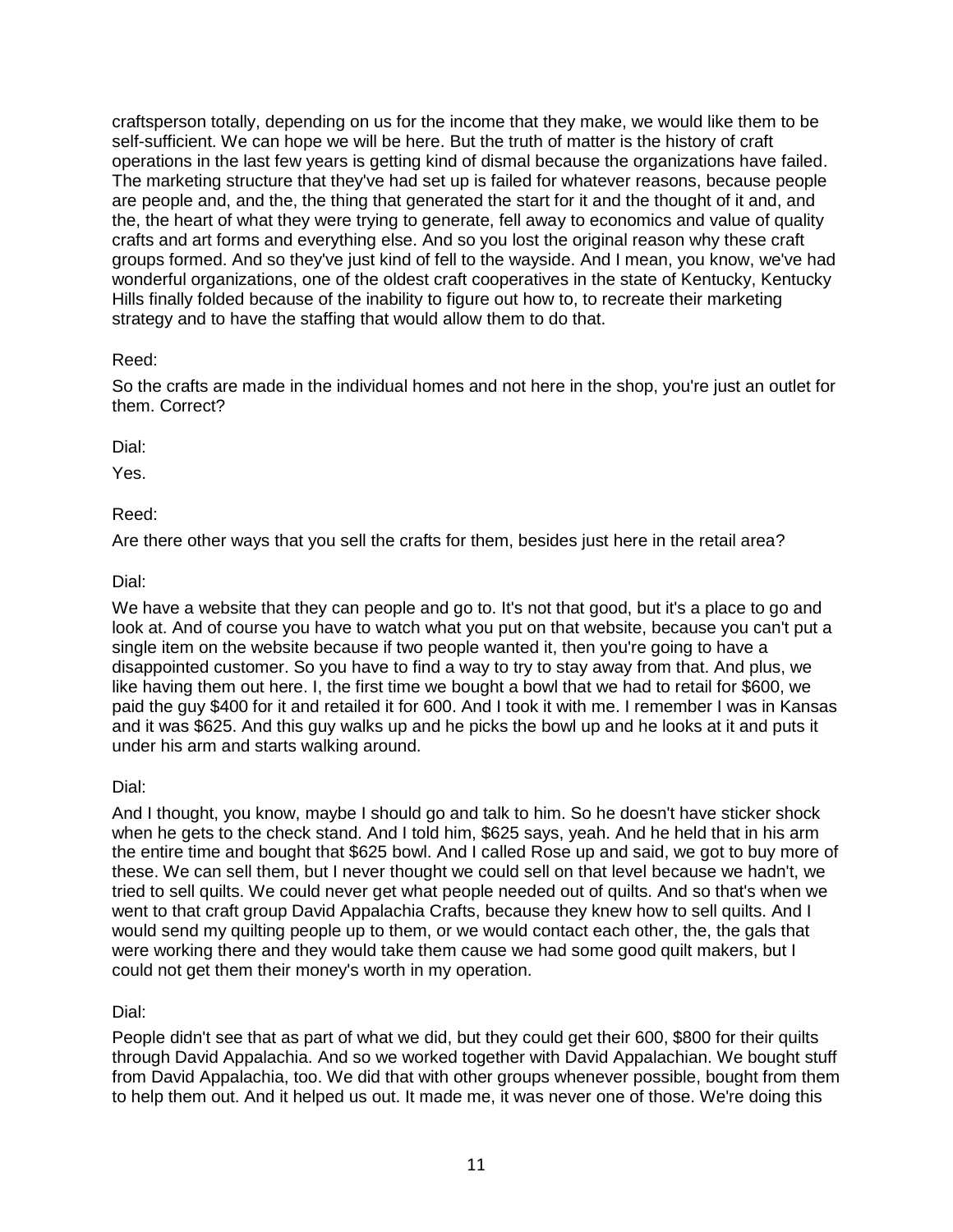craftsperson totally, depending on us for the income that they make, we would like them to be self-sufficient. We can hope we will be here. But the truth of matter is the history of craft operations in the last few years is getting kind of dismal because the organizations have failed. The marketing structure that they've had set up is failed for whatever reasons, because people are people and, and the, the thing that generated the start for it and the thought of it and, and the, the heart of what they were trying to generate, fell away to economics and value of quality crafts and art forms and everything else. And so you lost the original reason why these craft groups formed. And so they've just kind of fell to the wayside. And I mean, you know, we've had wonderful organizations, one of the oldest craft cooperatives in the state of Kentucky, Kentucky Hills finally folded because of the inability to figure out how to, to recreate their marketing strategy and to have the staffing that would allow them to do that.

Reed:

So the crafts are made in the individual homes and not here in the shop, you're just an outlet for them. Correct?

Dial:

Yes.

Reed:

Are there other ways that you sell the crafts for them, besides just here in the retail area?

Dial:

We have a website that they can people and go to. It's not that good, but it's a place to go and look at. And of course you have to watch what you put on that website, because you can't put a single item on the website because if two people wanted it, then you're going to have a disappointed customer. So you have to find a way to try to stay away from that. And plus, we like having them out here. I, the first time we bought a bowl that we had to retail for $600, we paid the guy $400 for it and retailed it for 600. And I took it with me. I remember I was in Kansas and it was $625. And this guy walks up and he picks the bowl up and he looks at it and puts it under his arm and starts walking around.

Dial:

And I thought, you know, maybe I should go and talk to him. So he doesn't have sticker shock when he gets to the check stand. And I told him, $625 says, yeah. And he held that in his arm the entire time and bought that $625 bowl. And I called Rose up and said, we got to buy more of these. We can sell them, but I never thought we could sell on that level because we hadn't, we tried to sell quilts. We could never get what people needed out of quilts. And so that's when we went to that craft group David Appalachia Crafts, because they knew how to sell quilts. And I would send my quilting people up to them, or we would contact each other, the, the gals that were working there and they would take them cause we had some good quilt makers, but I could not get them their money's worth in my operation.

Dial:

People didn't see that as part of what we did, but they could get their 600, $800 for their quilts through David Appalachia. And so we worked together with David Appalachian. We bought stuff from David Appalachia, too. We did that with other groups whenever possible, bought from them to help them out. And it helped us out. It made me, it was never one of those. We're doing this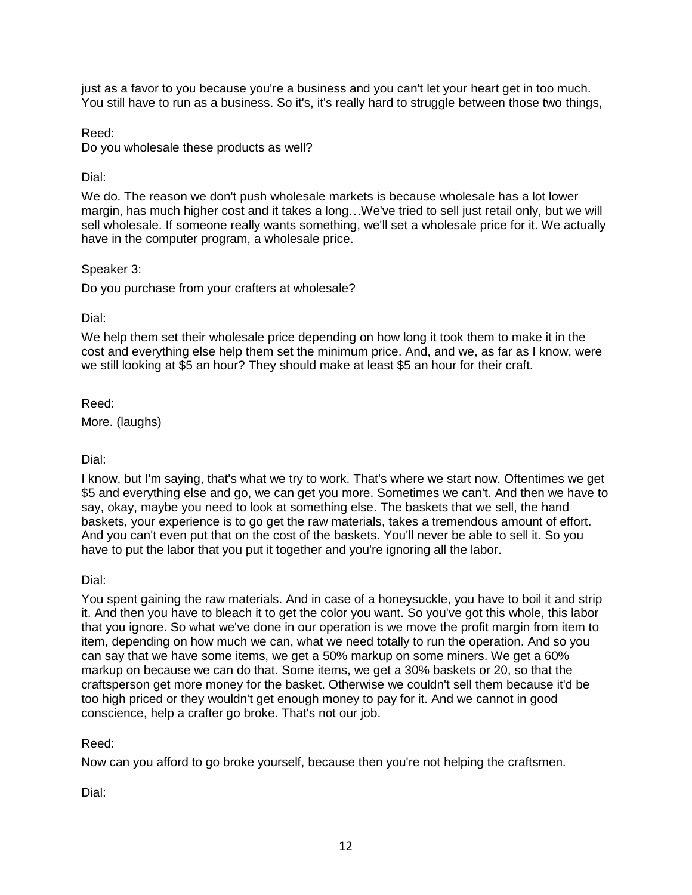just as a favor to you because you're a business and you can't let your heart get in too much. You still have to run as a business. So it's, it's really hard to struggle between those two things,

Reed:

Do you wholesale these products as well?

Dial:

We do. The reason we don't push wholesale markets is because wholesale has a lot lower margin, has much higher cost and it takes a long…We've tried to sell just retail only, but we will sell wholesale. If someone really wants something, we'll set a wholesale price for it. We actually have in the computer program, a wholesale price.

Speaker 3:

Do you purchase from your crafters at wholesale?

Dial:

We help them set their wholesale price depending on how long it took them to make it in the cost and everything else help them set the minimum price. And, and we, as far as I know, were we still looking at $5 an hour? They should make at least $5 an hour for their craft.

Reed:

More. (laughs)

Dial:

I know, but I'm saying, that's what we try to work. That's where we start now. Oftentimes we get $5 and everything else and go, we can get you more. Sometimes we can't. And then we have to say, okay, maybe you need to look at something else. The baskets that we sell, the hand baskets, your experience is to go get the raw materials, takes a tremendous amount of effort. And you can't even put that on the cost of the baskets. You'll never be able to sell it. So you have to put the labor that you put it together and you're ignoring all the labor.

Dial:

You spent gaining the raw materials. And in case of a honeysuckle, you have to boil it and strip it. And then you have to bleach it to get the color you want. So you've got this whole, this labor that you ignore. So what we've done in our operation is we move the profit margin from item to item, depending on how much we can, what we need totally to run the operation. And so you can say that we have some items, we get a 50% markup on some miners. We get a 60% markup on because we can do that. Some items, we get a 30% baskets or 20, so that the craftsperson get more money for the basket. Otherwise we couldn't sell them because it'd be too high priced or they wouldn't get enough money to pay for it. And we cannot in good conscience, help a crafter go broke. That's not our job.

Reed:

Now can you afford to go broke yourself, because then you're not helping the craftsmen.

Dial: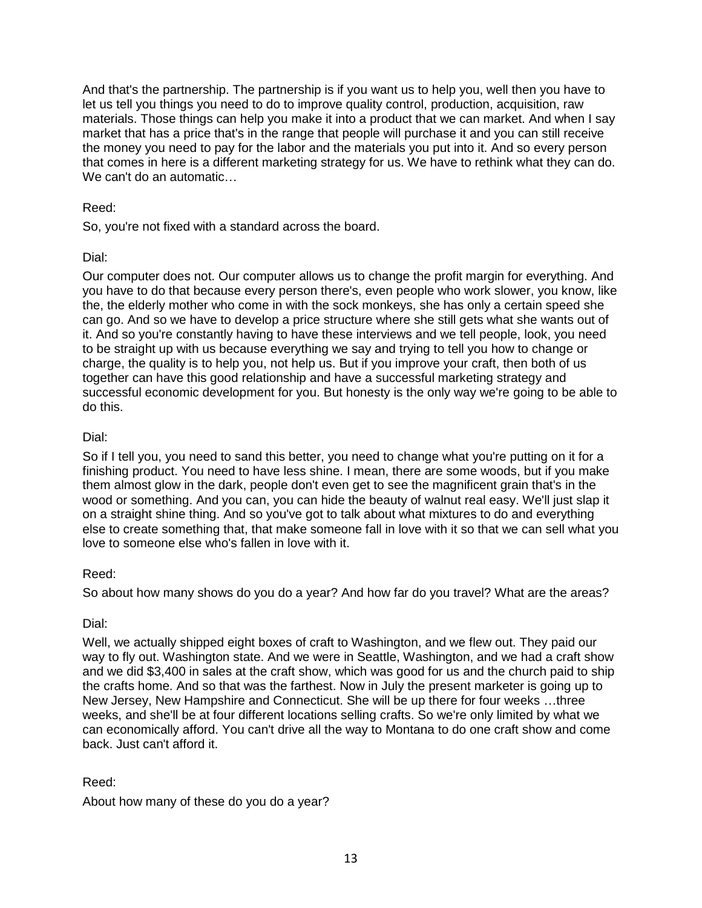And that's the partnership. The partnership is if you want us to help you, well then you have to let us tell you things you need to do to improve quality control, production, acquisition, raw materials. Those things can help you make it into a product that we can market. And when I say market that has a price that's in the range that people will purchase it and you can still receive the money you need to pay for the labor and the materials you put into it. And so every person that comes in here is a different marketing strategy for us. We have to rethink what they can do. We can't do an automatic…

Reed:

So, you're not fixed with a standard across the board.

Dial:

Our computer does not. Our computer allows us to change the profit margin for everything. And you have to do that because every person there's, even people who work slower, you know, like the, the elderly mother who come in with the sock monkeys, she has only a certain speed she can go. And so we have to develop a price structure where she still gets what she wants out of it. And so you're constantly having to have these interviews and we tell people, look, you need to be straight up with us because everything we say and trying to tell you how to change or charge, the quality is to help you, not help us. But if you improve your craft, then both of us together can have this good relationship and have a successful marketing strategy and successful economic development for you. But honesty is the only way we're going to be able to do this.

Dial:

So if I tell you, you need to sand this better, you need to change what you're putting on it for a finishing product. You need to have less shine. I mean, there are some woods, but if you make them almost glow in the dark, people don't even get to see the magnificent grain that's in the wood or something. And you can, you can hide the beauty of walnut real easy. We'll just slap it on a straight shine thing. And so you've got to talk about what mixtures to do and everything else to create something that, that make someone fall in love with it so that we can sell what you love to someone else who's fallen in love with it.

Reed:

So about how many shows do you do a year? And how far do you travel? What are the areas?

Dial:

Well, we actually shipped eight boxes of craft to Washington, and we flew out. They paid our way to fly out. Washington state. And we were in Seattle, Washington, and we had a craft show and we did $3,400 in sales at the craft show, which was good for us and the church paid to ship the crafts home. And so that was the farthest. Now in July the present marketer is going up to New Jersey, New Hampshire and Connecticut. She will be up there for four weeks …three weeks, and she'll be at four different locations selling crafts. So we're only limited by what we can economically afford. You can't drive all the way to Montana to do one craft show and come back. Just can't afford it.

Reed:

About how many of these do you do a year?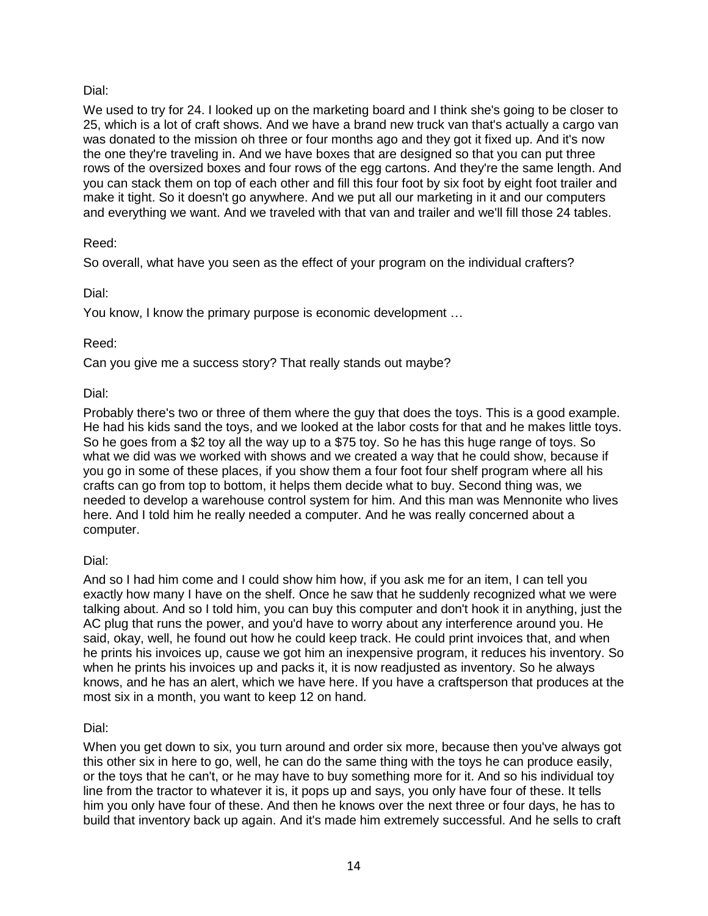Dial:

We used to try for 24. I looked up on the marketing board and I think she's going to be closer to 25, which is a lot of craft shows. And we have a brand new truck van that's actually a cargo van was donated to the mission oh three or four months ago and they got it fixed up. And it's now the one they're traveling in. And we have boxes that are designed so that you can put three rows of the oversized boxes and four rows of the egg cartons. And they're the same length. And you can stack them on top of each other and fill this four foot by six foot by eight foot trailer and make it tight. So it doesn't go anywhere. And we put all our marketing in it and our computers and everything we want. And we traveled with that van and trailer and we'll fill those 24 tables.

Reed:

So overall, what have you seen as the effect of your program on the individual crafters?

Dial:

You know, I know the primary purpose is economic development …

Reed:

Can you give me a success story? That really stands out maybe?

Dial:

Probably there's two or three of them where the guy that does the toys. This is a good example. He had his kids sand the toys, and we looked at the labor costs for that and he makes little toys. So he goes from a $2 toy all the way up to a $75 toy. So he has this huge range of toys. So what we did was we worked with shows and we created a way that he could show, because if you go in some of these places, if you show them a four foot four shelf program where all his crafts can go from top to bottom, it helps them decide what to buy. Second thing was, we needed to develop a warehouse control system for him. And this man was Mennonite who lives here. And I told him he really needed a computer. And he was really concerned about a computer.

Dial:

And so I had him come and I could show him how, if you ask me for an item, I can tell you exactly how many I have on the shelf. Once he saw that he suddenly recognized what we were talking about. And so I told him, you can buy this computer and don't hook it in anything, just the AC plug that runs the power, and you'd have to worry about any interference around you. He said, okay, well, he found out how he could keep track. He could print invoices that, and when he prints his invoices up, cause we got him an inexpensive program, it reduces his inventory. So when he prints his invoices up and packs it, it is now readjusted as inventory. So he always knows, and he has an alert, which we have here. If you have a craftsperson that produces at the most six in a month, you want to keep 12 on hand.

Dial:

When you get down to six, you turn around and order six more, because then you've always got this other six in here to go, well, he can do the same thing with the toys he can produce easily, or the toys that he can't, or he may have to buy something more for it. And so his individual toy line from the tractor to whatever it is, it pops up and says, you only have four of these. It tells him you only have four of these. And then he knows over the next three or four days, he has to build that inventory back up again. And it's made him extremely successful. And he sells to craft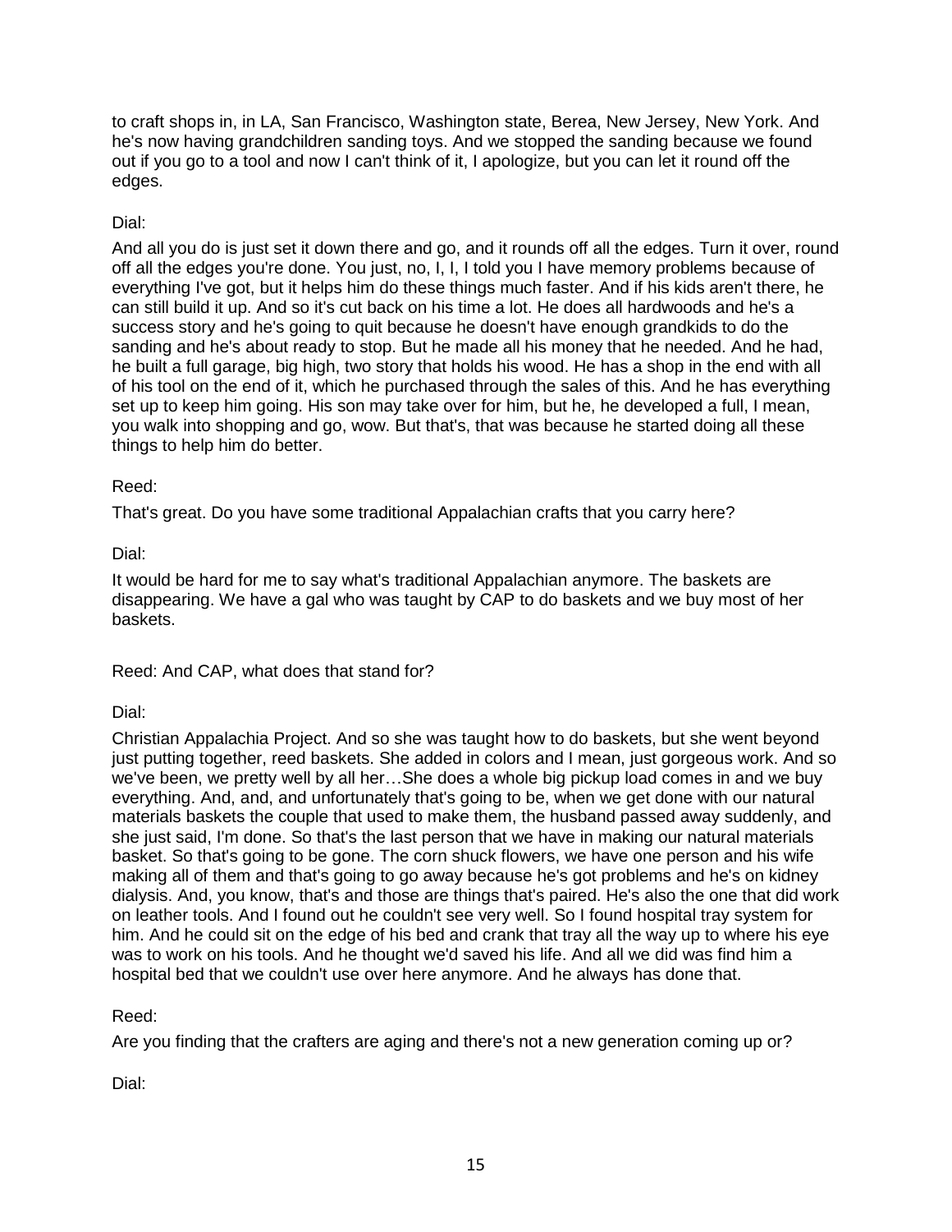to craft shops in, in LA, San Francisco, Washington state, Berea, New Jersey, New York. And he's now having grandchildren sanding toys. And we stopped the sanding because we found out if you go to a tool and now I can't think of it, I apologize, but you can let it round off the edges.

Dial:

And all you do is just set it down there and go, and it rounds off all the edges. Turn it over, round off all the edges you're done. You just, no, I, I, I told you I have memory problems because of everything I've got, but it helps him do these things much faster. And if his kids aren't there, he can still build it up. And so it's cut back on his time a lot. He does all hardwoods and he's a success story and he's going to quit because he doesn't have enough grandkids to do the sanding and he's about ready to stop. But he made all his money that he needed. And he had, he built a full garage, big high, two story that holds his wood. He has a shop in the end with all of his tool on the end of it, which he purchased through the sales of this. And he has everything set up to keep him going. His son may take over for him, but he, he developed a full, I mean, you walk into shopping and go, wow. But that's, that was because he started doing all these things to help him do better.

Reed:

That's great. Do you have some traditional Appalachian crafts that you carry here?

Dial:

It would be hard for me to say what's traditional Appalachian anymore. The baskets are disappearing. We have a gal who was taught by CAP to do baskets and we buy most of her baskets.

Reed: And CAP, what does that stand for?

Dial:

Christian Appalachia Project. And so she was taught how to do baskets, but she went beyond just putting together, reed baskets. She added in colors and I mean, just gorgeous work. And so we've been, we pretty well by all her…She does a whole big pickup load comes in and we buy everything. And, and, and unfortunately that's going to be, when we get done with our natural materials baskets the couple that used to make them, the husband passed away suddenly, and she just said, I'm done. So that's the last person that we have in making our natural materials basket. So that's going to be gone. The corn shuck flowers, we have one person and his wife making all of them and that's going to go away because he's got problems and he's on kidney dialysis. And, you know, that's and those are things that's paired. He's also the one that did work on leather tools. And I found out he couldn't see very well. So I found hospital tray system for him. And he could sit on the edge of his bed and crank that tray all the way up to where his eye was to work on his tools. And he thought we'd saved his life. And all we did was find him a hospital bed that we couldn't use over here anymore. And he always has done that.

Reed:

Are you finding that the crafters are aging and there's not a new generation coming up or?

Dial: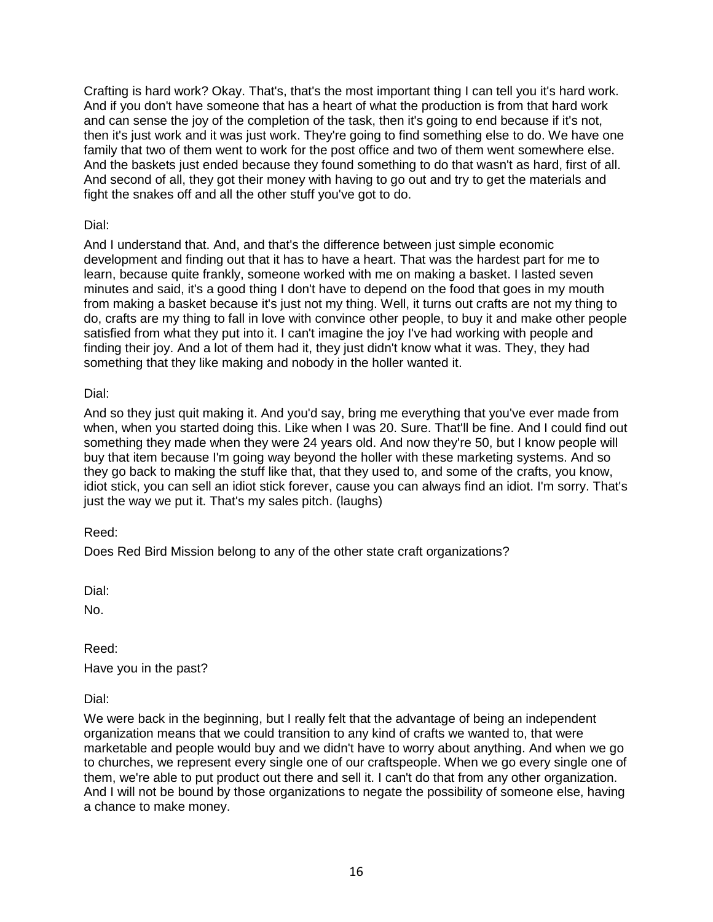Crafting is hard work? Okay. That's, that's the most important thing I can tell you it's hard work. And if you don't have someone that has a heart of what the production is from that hard work and can sense the joy of the completion of the task, then it's going to end because if it's not, then it's just work and it was just work. They're going to find something else to do. We have one family that two of them went to work for the post office and two of them went somewhere else. And the baskets just ended because they found something to do that wasn't as hard, first of all. And second of all, they got their money with having to go out and try to get the materials and fight the snakes off and all the other stuff you've got to do.

Dial:

And I understand that. And, and that's the difference between just simple economic development and finding out that it has to have a heart. That was the hardest part for me to learn, because quite frankly, someone worked with me on making a basket. I lasted seven minutes and said, it's a good thing I don't have to depend on the food that goes in my mouth from making a basket because it's just not my thing. Well, it turns out crafts are not my thing to do, crafts are my thing to fall in love with convince other people, to buy it and make other people satisfied from what they put into it. I can't imagine the joy I've had working with people and finding their joy. And a lot of them had it, they just didn't know what it was. They, they had something that they like making and nobody in the holler wanted it.

Dial:

And so they just quit making it. And you'd say, bring me everything that you've ever made from when, when you started doing this. Like when I was 20. Sure. That'll be fine. And I could find out something they made when they were 24 years old. And now they're 50, but I know people will buy that item because I'm going way beyond the holler with these marketing systems. And so they go back to making the stuff like that, that they used to, and some of the crafts, you know, idiot stick, you can sell an idiot stick forever, cause you can always find an idiot. I'm sorry. That's just the way we put it. That's my sales pitch. (laughs)

Reed:

Does Red Bird Mission belong to any of the other state craft organizations?

Dial:

No.

Reed:

Have you in the past?

Dial:

We were back in the beginning, but I really felt that the advantage of being an independent organization means that we could transition to any kind of crafts we wanted to, that were marketable and people would buy and we didn't have to worry about anything. And when we go to churches, we represent every single one of our craftspeople. When we go every single one of them, we're able to put product out there and sell it. I can't do that from any other organization. And I will not be bound by those organizations to negate the possibility of someone else, having a chance to make money.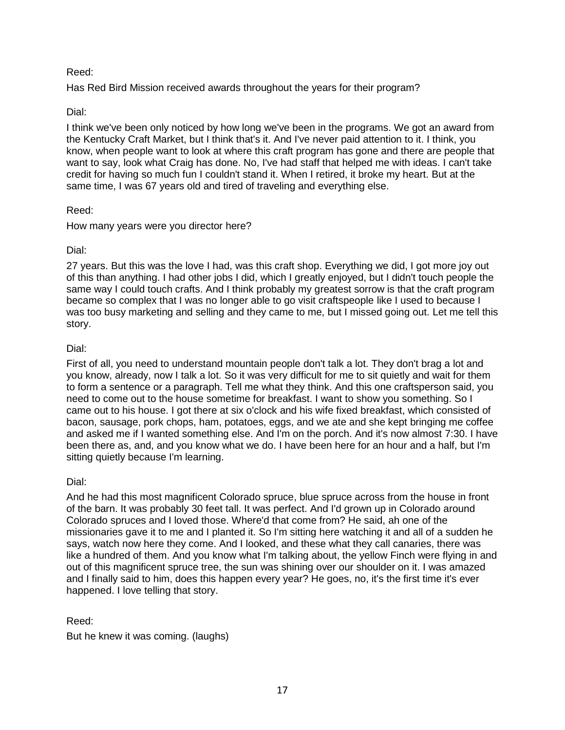Reed:

Has Red Bird Mission received awards throughout the years for their program?

Dial:

I think we've been only noticed by how long we've been in the programs. We got an award from the Kentucky Craft Market, but I think that's it. And I've never paid attention to it. I think, you know, when people want to look at where this craft program has gone and there are people that want to say, look what Craig has done. No, I've had staff that helped me with ideas. I can't take credit for having so much fun I couldn't stand it. When I retired, it broke my heart. But at the same time, I was 67 years old and tired of traveling and everything else.

Reed:

How many years were you director here?

Dial:

27 years. But this was the love I had, was this craft shop. Everything we did, I got more joy out of this than anything. I had other jobs I did, which I greatly enjoyed, but I didn't touch people the same way I could touch crafts. And I think probably my greatest sorrow is that the craft program became so complex that I was no longer able to go visit craftspeople like I used to because I was too busy marketing and selling and they came to me, but I missed going out. Let me tell this story.

Dial:

First of all, you need to understand mountain people don't talk a lot. They don't brag a lot and you know, already, now I talk a lot. So it was very difficult for me to sit quietly and wait for them to form a sentence or a paragraph. Tell me what they think. And this one craftsperson said, you need to come out to the house sometime for breakfast. I want to show you something. So I came out to his house. I got there at six o'clock and his wife fixed breakfast, which consisted of bacon, sausage, pork chops, ham, potatoes, eggs, and we ate and she kept bringing me coffee and asked me if I wanted something else. And I'm on the porch. And it's now almost 7:30. I have been there as, and, and you know what we do. I have been here for an hour and a half, but I'm sitting quietly because I'm learning.

Dial:

And he had this most magnificent Colorado spruce, blue spruce across from the house in front of the barn. It was probably 30 feet tall. It was perfect. And I'd grown up in Colorado around Colorado spruces and I loved those. Where'd that come from? He said, ah one of the missionaries gave it to me and I planted it. So I'm sitting here watching it and all of a sudden he says, watch now here they come. And I looked, and these what they call canaries, there was like a hundred of them. And you know what I'm talking about, the yellow Finch were flying in and out of this magnificent spruce tree, the sun was shining over our shoulder on it. I was amazed and I finally said to him, does this happen every year? He goes, no, it's the first time it's ever happened. I love telling that story.

Reed:

But he knew it was coming. (laughs)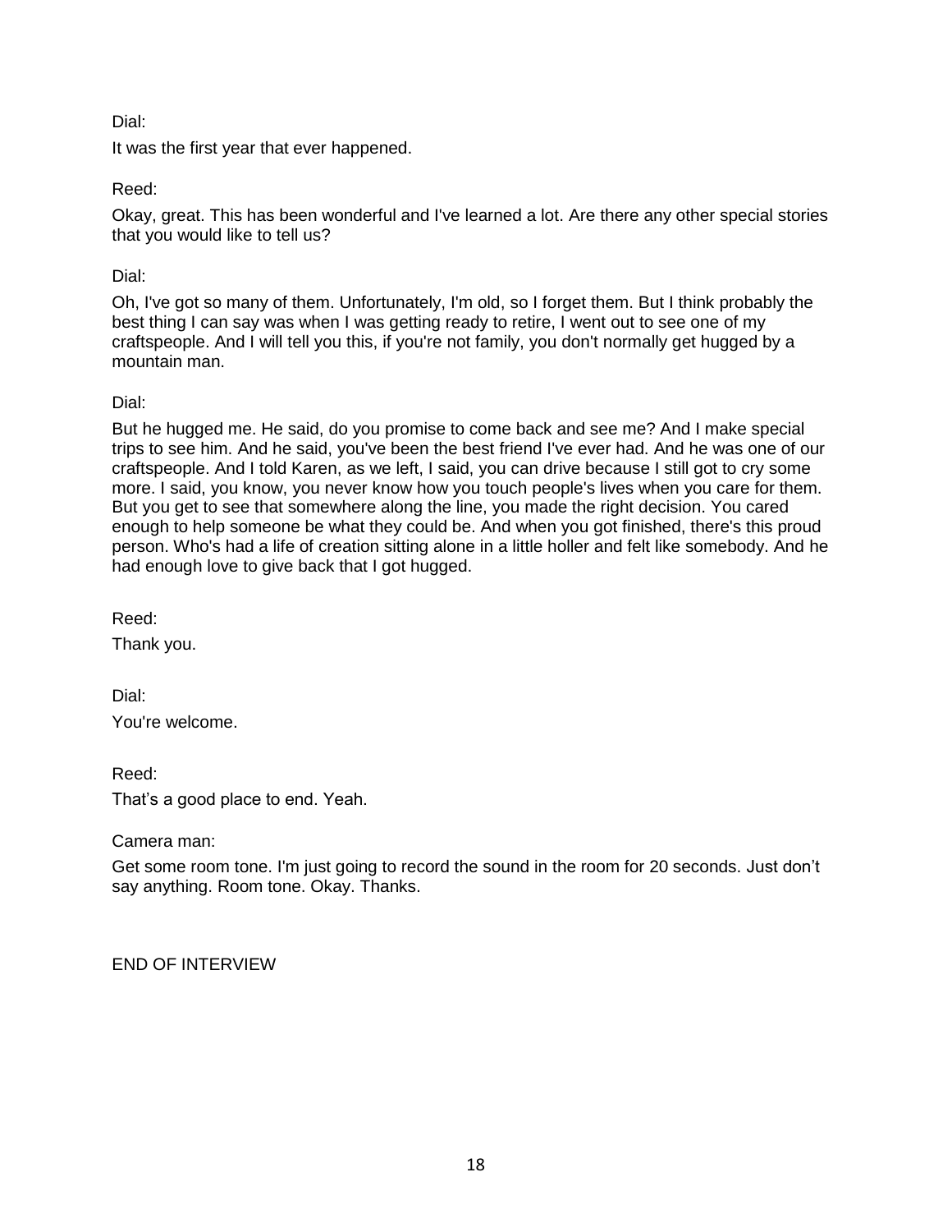Dial:

It was the first year that ever happened.

Reed:

Okay, great. This has been wonderful and I've learned a lot. Are there any other special stories that you would like to tell us?

Dial:

Oh, I've got so many of them. Unfortunately, I'm old, so I forget them. But I think probably the best thing I can say was when I was getting ready to retire, I went out to see one of my craftspeople. And I will tell you this, if you're not family, you don't normally get hugged by a mountain man.

Dial:

But he hugged me. He said, do you promise to come back and see me? And I make special trips to see him. And he said, you've been the best friend I've ever had. And he was one of our craftspeople. And I told Karen, as we left, I said, you can drive because I still got to cry some more. I said, you know, you never know how you touch people's lives when you care for them. But you get to see that somewhere along the line, you made the right decision. You cared enough to help someone be what they could be. And when you got finished, there's this proud person. Who's had a life of creation sitting alone in a little holler and felt like somebody. And he had enough love to give back that I got hugged.

Reed:

Thank you.

Dial:

You're welcome.

Reed:

That's a good place to end. Yeah.

Camera man:

Get some room tone. I'm just going to record the sound in the room for 20 seconds. Just don't say anything. Room tone. Okay. Thanks.

END OF INTERVIEW